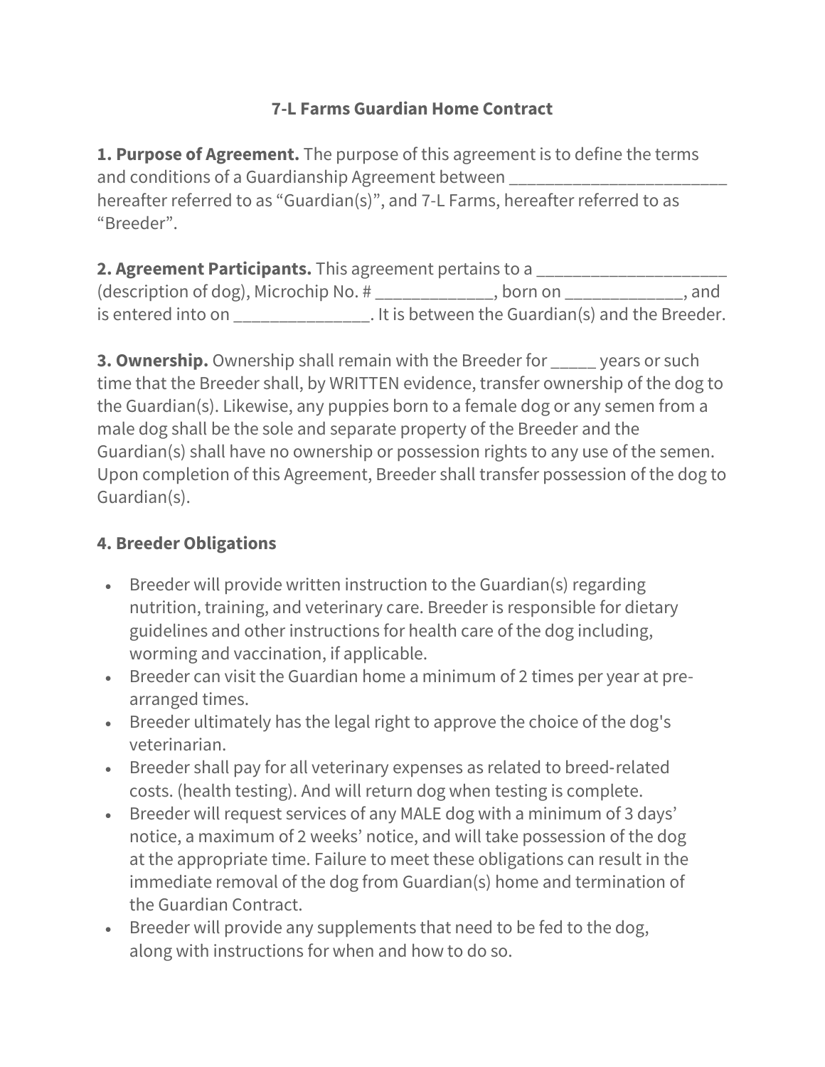# 7-L Farms Guardian Home Contract

**1. Purpose of Agreement.** The purpose of this agreement is to define the terms and conditions of a Guardianship Agreement between ________________________ hereafter referred to as "Guardian(s)", and 7-L Farms, hereafter referred to as "Breeder".

**2. Agreement Participants.** This agreement pertains to a _____________________ (description of dog), Microchip No. # _____________, born on _____________, and is entered into on _______________. It is between the Guardian(s) and the Breeder.

**3. Ownership.** Ownership shall remain with the Breeder for _____ years or such time that the Breeder shall, by WRITTEN evidence, transfer ownership of the dog to the Guardian(s). Likewise, any puppies born to a female dog or any semen from a male dog shall be the sole and separate property of the Breeder and the Guardian(s) shall have no ownership or possession rights to any use of the semen. Upon completion of this Agreement, Breeder shall transfer possession of the dog to Guardian(s).

## 4. Breeder Obligations

- Breeder will provide written instruction to the Guardian(s) regarding nutrition, training, and veterinary care. Breeder is responsible for dietary guidelines and other instructions for health care of the dog including, worming and vaccination, if applicable.
- Breeder can visit the Guardian home a minimum of 2 times per year at pre-arranged times.
- Breeder ultimately has the legal right to approve the choice of the dog's veterinarian.
- Breeder shall pay for all veterinary expenses as related to breed-related costs. (health testing). And will return dog when testing is complete.
- Breeder will request services of any MALE dog with a minimum of 3 days' notice, a maximum of 2 weeks' notice, and will take possession of the dog at the appropriate time. Failure to meet these obligations can result in the immediate removal of the dog from Guardian(s) home and termination of the Guardian Contract.
- Breeder will provide any supplements that need to be fed to the dog, along with instructions for when and how to do so.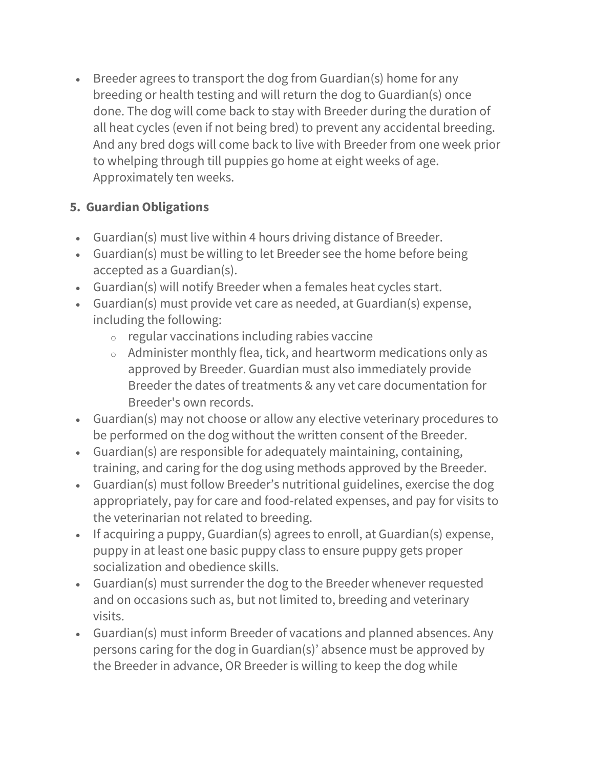- Breeder agrees to transport the dog from Guardian(s) home for any breeding or health testing and will return the dog to Guardian(s) once done. The dog will come back to stay with Breeder during the duration of all heat cycles (even if not being bred) to prevent any accidental breeding. And any bred dogs will come back to live with Breeder from one week prior to whelping through till puppies go home at eight weeks of age. Approximately ten weeks.

### 5. Guardian Obligations

- Guardian(s) must live within 4 hours driving distance of Breeder.
- Guardian(s) must be willing to let Breeder see the home before being accepted as a Guardian(s).
- Guardian(s) will notify Breeder when a females heat cycles start.
- Guardian(s) must provide vet care as needed, at Guardian(s) expense, including the following:
    - regular vaccinations including rabies vaccine
    - Administer monthly flea, tick, and heartworm medications only as approved by Breeder. Guardian must also immediately provide Breeder the dates of treatments & any vet care documentation for Breeder's own records.
- Guardian(s) may not choose or allow any elective veterinary procedures to be performed on the dog without the written consent of the Breeder.
- Guardian(s) are responsible for adequately maintaining, containing, training, and caring for the dog using methods approved by the Breeder.
- Guardian(s) must follow Breeder's nutritional guidelines, exercise the dog appropriately, pay for care and food-related expenses, and pay for visits to the veterinarian not related to breeding.
- If acquiring a puppy, Guardian(s) agrees to enroll, at Guardian(s) expense, puppy in at least one basic puppy class to ensure puppy gets proper socialization and obedience skills.
- Guardian(s) must surrender the dog to the Breeder whenever requested and on occasions such as, but not limited to, breeding and veterinary visits.
- Guardian(s) must inform Breeder of vacations and planned absences. Any persons caring for the dog in Guardian(s)' absence must be approved by the Breeder in advance, OR Breeder is willing to keep the dog while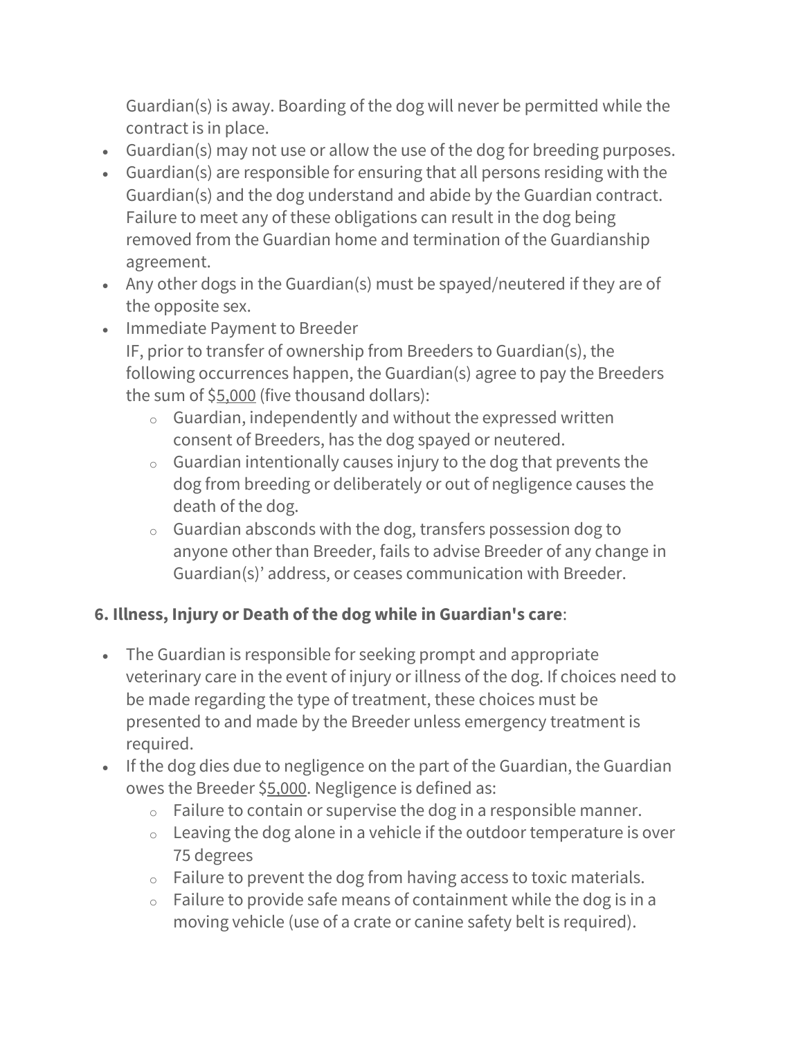Guardian(s) is away. Boarding of the dog will never be permitted while the contract is in place.

- Guardian(s) may not use or allow the use of the dog for breeding purposes.
- Guardian(s) are responsible for ensuring that all persons residing with the Guardian(s) and the dog understand and abide by the Guardian contract. Failure to meet any of these obligations can result in the dog being removed from the Guardian home and termination of the Guardianship agreement.
- Any other dogs in the Guardian(s) must be spayed/neutered if they are of the opposite sex.
- Immediate Payment to Breeder
  IF, prior to transfer of ownership from Breeders to Guardian(s), the following occurrences happen, the Guardian(s) agree to pay the Breeders the sum of $5,000 (five thousand dollars):
  - Guardian, independently and without the expressed written consent of Breeders, has the dog spayed or neutered.
  - Guardian intentionally causes injury to the dog that prevents the dog from breeding or deliberately or out of negligence causes the death of the dog.
  - Guardian absconds with the dog, transfers possession dog to anyone other than Breeder, fails to advise Breeder of any change in Guardian(s)' address, or ceases communication with Breeder.

### 6. Illness, Injury or Death of the dog while in Guardian's care:

- The Guardian is responsible for seeking prompt and appropriate veterinary care in the event of injury or illness of the dog. If choices need to be made regarding the type of treatment, these choices must be presented to and made by the Breeder unless emergency treatment is required.
- If the dog dies due to negligence on the part of the Guardian, the Guardian owes the Breeder $5,000. Negligence is defined as:
  - Failure to contain or supervise the dog in a responsible manner.
  - Leaving the dog alone in a vehicle if the outdoor temperature is over 75 degrees
  - Failure to prevent the dog from having access to toxic materials.
  - Failure to provide safe means of containment while the dog is in a moving vehicle (use of a crate or canine safety belt is required).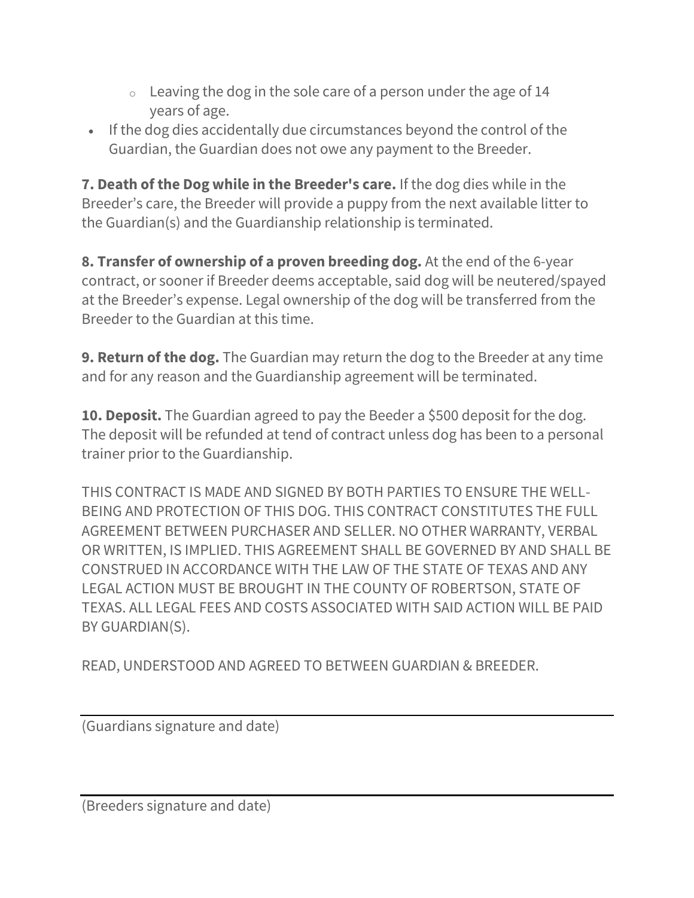- Leaving the dog in the sole care of a person under the age of 14 years of age.
- If the dog dies accidentally due circumstances beyond the control of the Guardian, the Guardian does not owe any payment to the Breeder.

**7. Death of the Dog while in the Breeder's care.** If the dog dies while in the Breeder's care, the Breeder will provide a puppy from the next available litter to the Guardian(s) and the Guardianship relationship is terminated.

**8. Transfer of ownership of a proven breeding dog.** At the end of the 6-year contract, or sooner if Breeder deems acceptable, said dog will be neutered/spayed at the Breeder's expense. Legal ownership of the dog will be transferred from the Breeder to the Guardian at this time.

**9. Return of the dog.** The Guardian may return the dog to the Breeder at any time and for any reason and the Guardianship agreement will be terminated.

**10. Deposit.** The Guardian agreed to pay the Beeder a $500 deposit for the dog. The deposit will be refunded at tend of contract unless dog has been to a personal trainer prior to the Guardianship.

THIS CONTRACT IS MADE AND SIGNED BY BOTH PARTIES TO ENSURE THE WELL-BEING AND PROTECTION OF THIS DOG. THIS CONTRACT CONSTITUTES THE FULL AGREEMENT BETWEEN PURCHASER AND SELLER. NO OTHER WARRANTY, VERBAL OR WRITTEN, IS IMPLIED. THIS AGREEMENT SHALL BE GOVERNED BY AND SHALL BE CONSTRUED IN ACCORDANCE WITH THE LAW OF THE STATE OF TEXAS AND ANY LEGAL ACTION MUST BE BROUGHT IN THE COUNTY OF ROBERTSON, STATE OF TEXAS. ALL LEGAL FEES AND COSTS ASSOCIATED WITH SAID ACTION WILL BE PAID BY GUARDIAN(S).

READ, UNDERSTOOD AND AGREED TO BETWEEN GUARDIAN & BREEDER.

\_\_\_\_\_\_\_\_\_\_\_\_\_\_\_\_\_\_\_\_\_\_\_\_\_\_\_\_\_\_\_\_\_\_\_\_\_\_\_\_

(Guardians signature and date)

\_\_\_\_\_\_\_\_\_\_\_\_\_\_\_\_\_\_\_\_\_\_\_\_\_\_\_\_\_\_\_\_\_\_\_\_\_\_\_\_

(Breeders signature and date)